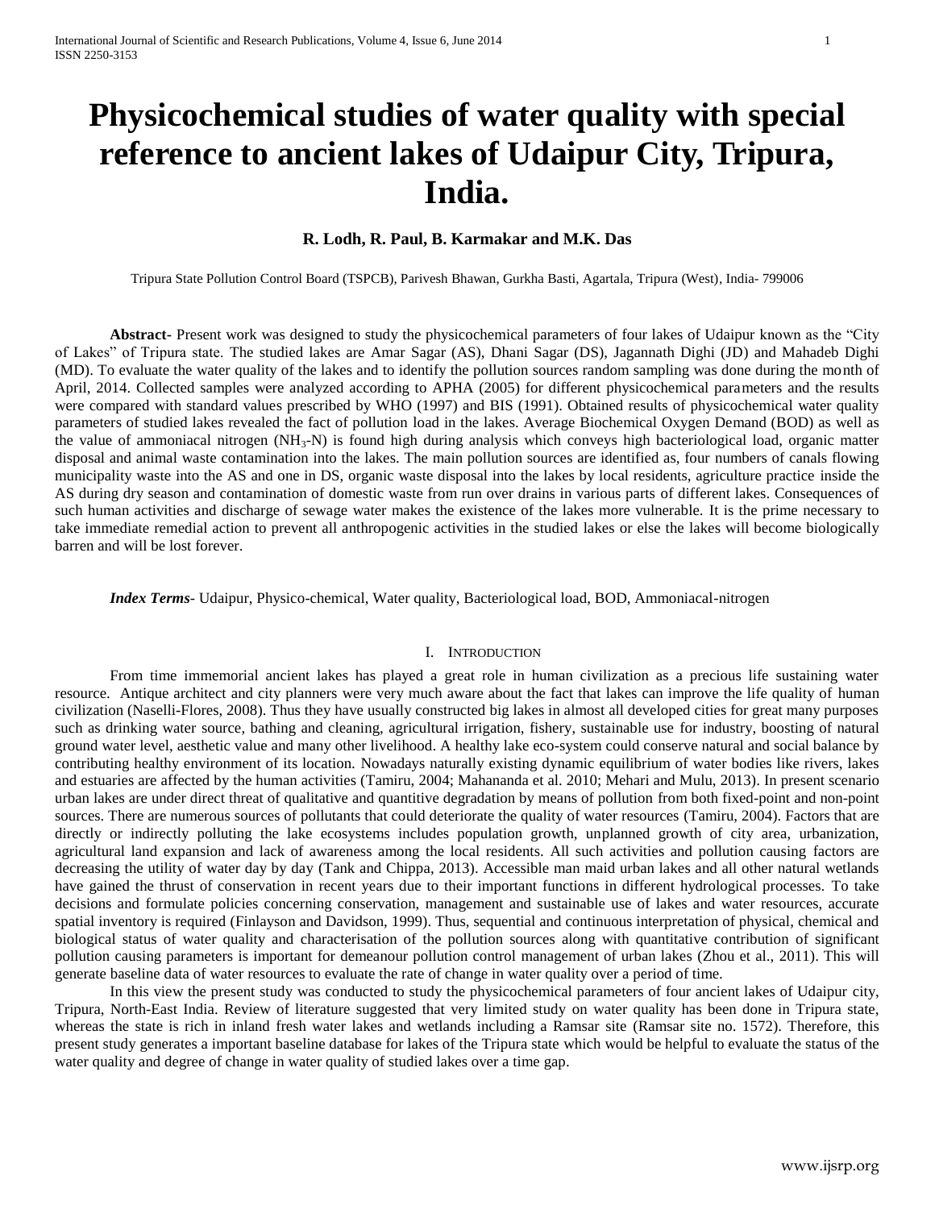# Physicochemical studies of water quality with special reference to ancient lakes of Udaipur City, Tripura, India.

**R. Lodh, R. Paul, B. Karmakar and M.K. Das**

Tripura State Pollution Control Board (TSPCB), Parivesh Bhawan, Gurkha Basti, Agartala, Tripura (West), India- 799006

**Abstract-** Present work was designed to study the physicochemical parameters of four lakes of Udaipur known as the "City of Lakes" of Tripura state. The studied lakes are Amar Sagar (AS), Dhani Sagar (DS), Jagannath Dighi (JD) and Mahadeb Dighi (MD). To evaluate the water quality of the lakes and to identify the pollution sources random sampling was done during the month of April, 2014. Collected samples were analyzed according to APHA (2005) for different physicochemical parameters and the results were compared with standard values prescribed by WHO (1997) and BIS (1991). Obtained results of physicochemical water quality parameters of studied lakes revealed the fact of pollution load in the lakes. Average Biochemical Oxygen Demand (BOD) as well as the value of ammoniacal nitrogen ($NH_3$-N) is found high during analysis which conveys high bacteriological load, organic matter disposal and animal waste contamination into the lakes. The main pollution sources are identified as, four numbers of canals flowing municipality waste into the AS and one in DS, organic waste disposal into the lakes by local residents, agriculture practice inside the AS during dry season and contamination of domestic waste from run over drains in various parts of different lakes. Consequences of such human activities and discharge of sewage water makes the existence of the lakes more vulnerable. It is the prime necessary to take immediate remedial action to prevent all anthropogenic activities in the studied lakes or else the lakes will become biologically barren and will be lost forever.

***Index Terms*-** Udaipur, Physico-chemical, Water quality, Bacteriological load, BOD, Ammoniacal-nitrogen

## I. Introduction

From time immemorial ancient lakes has played a great role in human civilization as a precious life sustaining water resource. Antique architect and city planners were very much aware about the fact that lakes can improve the life quality of human civilization (Naselli-Flores, 2008). Thus they have usually constructed big lakes in almost all developed cities for great many purposes such as drinking water source, bathing and cleaning, agricultural irrigation, fishery, sustainable use for industry, boosting of natural ground water level, aesthetic value and many other livelihood. A healthy lake eco-system could conserve natural and social balance by contributing healthy environment of its location. Nowadays naturally existing dynamic equilibrium of water bodies like rivers, lakes and estuaries are affected by the human activities (Tamiru, 2004; Mahananda et al. 2010; Mehari and Mulu, 2013). In present scenario urban lakes are under direct threat of qualitative and quantitive degradation by means of pollution from both fixed-point and non-point sources. There are numerous sources of pollutants that could deteriorate the quality of water resources (Tamiru, 2004). Factors that are directly or indirectly polluting the lake ecosystems includes population growth, unplanned growth of city area, urbanization, agricultural land expansion and lack of awareness among the local residents. All such activities and pollution causing factors are decreasing the utility of water day by day (Tank and Chippa, 2013). Accessible man maid urban lakes and all other natural wetlands have gained the thrust of conservation in recent years due to their important functions in different hydrological processes. To take decisions and formulate policies concerning conservation, management and sustainable use of lakes and water resources, accurate spatial inventory is required (Finlayson and Davidson, 1999). Thus, sequential and continuous interpretation of physical, chemical and biological status of water quality and characterisation of the pollution sources along with quantitative contribution of significant pollution causing parameters is important for demeanour pollution control management of urban lakes (Zhou et al., 2011). This will generate baseline data of water resources to evaluate the rate of change in water quality over a period of time.

In this view the present study was conducted to study the physicochemical parameters of four ancient lakes of Udaipur city, Tripura, North-East India. Review of literature suggested that very limited study on water quality has been done in Tripura state, whereas the state is rich in inland fresh water lakes and wetlands including a Ramsar site (Ramsar site no. 1572). Therefore, this present study generates a important baseline database for lakes of the Tripura state which would be helpful to evaluate the status of the water quality and degree of change in water quality of studied lakes over a time gap.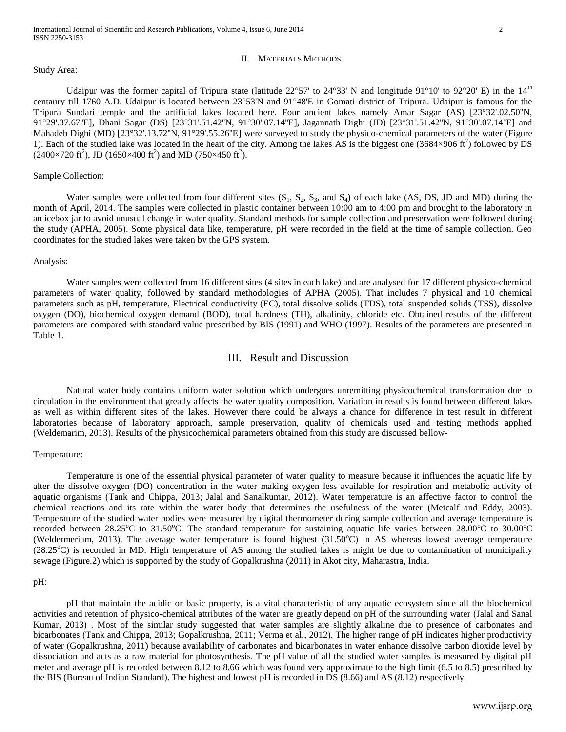## II. Materials Methods

Study Area:

Udaipur was the former capital of Tripura state (latitude 22°57' to 24°33' N and longitude 91°10' to 92°20' E) in the 14th centaury till 1760 A.D. Udaipur is located between 23°53'N and 91°48'E in Gomati district of Tripura. Udaipur is famous for the Tripura Sundari temple and the artificial lakes located here. Four ancient lakes namely Amar Sagar (AS) [23°32'.02.50"N, 91°29'.37.67"E], Dhani Sagar (DS) [23°31'.51.42"N, 91°30'.07.14"E], Jagannath Dighi (JD) [23°31'.51.42"N, 91°30'.07.14"E] and Mahadeb Dighi (MD) [23°32'.13.72"N, 91°29'.55.26"E] were surveyed to study the physico-chemical parameters of the water (Figure 1). Each of the studied lake was located in the heart of the city. Among the lakes AS is the biggest one (3684×906 $ft^2$) followed by DS (2400×720 $ft^2$), JD (1650×400 $ft^2$) and MD (750×450 $ft^2$).

Sample Collection:

Water samples were collected from four different sites ($S_1$, $S_2$, $S_3$, and $S_4$) of each lake (AS, DS, JD and MD) during the month of April, 2014. The samples were collected in plastic container between 10:00 am to 4:00 pm and brought to the laboratory in an icebox jar to avoid unusual change in water quality. Standard methods for sample collection and preservation were followed during the study (APHA, 2005). Some physical data like, temperature, pH were recorded in the field at the time of sample collection. Geo coordinates for the studied lakes were taken by the GPS system.

Analysis:

Water samples were collected from 16 different sites (4 sites in each lake) and are analysed for 17 different physico-chemical parameters of water quality, followed by standard methodologies of APHA (2005). That includes 7 physical and 10 chemical parameters such as pH, temperature, Electrical conductivity (EC), total dissolve solids (TDS), total suspended solids (TSS), dissolve oxygen (DO), biochemical oxygen demand (BOD), total hardness (TH), alkalinity, chloride etc. Obtained results of the different parameters are compared with standard value prescribed by BIS (1991) and WHO (1997). Results of the parameters are presented in Table 1.

## III. Result and Discussion

Natural water body contains uniform water solution which undergoes unremitting physicochemical transformation due to circulation in the environment that greatly affects the water quality composition. Variation in results is found between different lakes as well as within different sites of the lakes. However there could be always a chance for difference in test result in different laboratories because of laboratory approach, sample preservation, quality of chemicals used and testing methods applied (Weldemarim, 2013). Results of the physicochemical parameters obtained from this study are discussed bellow-

Temperature:

Temperature is one of the essential physical parameter of water quality to measure because it influences the aquatic life by alter the dissolve oxygen (DO) concentration in the water making oxygen less available for respiration and metabolic activity of aquatic organisms (Tank and Chippa, 2013; Jalal and Sanalkumar, 2012). Water temperature is an affective factor to control the chemical reactions and its rate within the water body that determines the usefulness of the water (Metcalf and Eddy, 2003). Temperature of the studied water bodies were measured by digital thermometer during sample collection and average temperature is recorded between 28.25°C to 31.50°C. The standard temperature for sustaining aquatic life varies between 28.00°C to 30.00°C (Weldermeriam, 2013). The average water temperature is found highest (31.50°C) in AS whereas lowest average temperature (28.25°C) is recorded in MD. High temperature of AS among the studied lakes is might be due to contamination of municipality sewage (Figure.2) which is supported by the study of Gopalkrushna (2011) in Akot city, Maharastra, India.

pH:

pH that maintain the acidic or basic property, is a vital characteristic of any aquatic ecosystem since all the biochemical activities and retention of physico-chemical attributes of the water are greatly depend on pH of the surrounding water (Jalal and Sanal Kumar, 2013) . Most of the similar study suggested that water samples are slightly alkaline due to presence of carbonates and bicarbonates (Tank and Chippa, 2013; Gopalkrushna, 2011; Verma et al., 2012). The higher range of pH indicates higher productivity of water (Gopalkrushna, 2011) because availability of carbonates and bicarbonates in water enhance dissolve carbon dioxide level by dissociation and acts as a raw material for photosynthesis. The pH value of all the studied water samples is measured by digital pH meter and average pH is recorded between 8.12 to 8.66 which was found very approximate to the high limit (6.5 to 8.5) prescribed by the BIS (Bureau of Indian Standard). The highest and lowest pH is recorded in DS (8.66) and AS (8.12) respectively.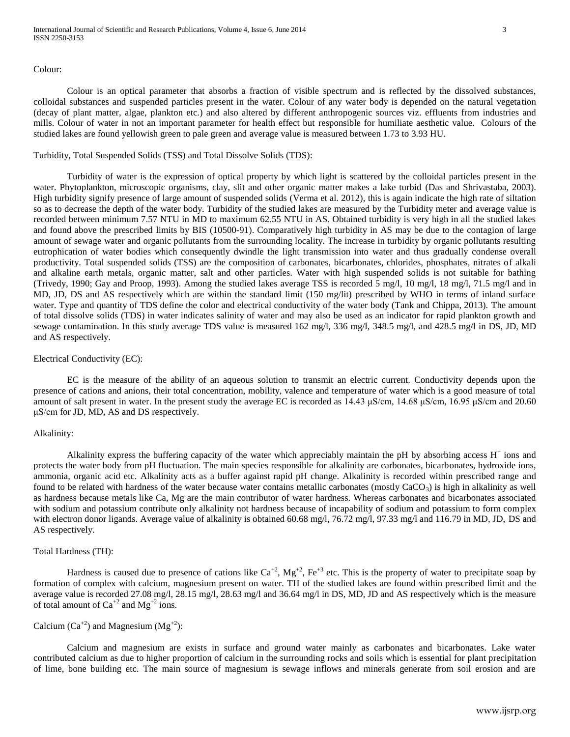Colour:

Colour is an optical parameter that absorbs a fraction of visible spectrum and is reflected by the dissolved substances, colloidal substances and suspended particles present in the water. Colour of any water body is depended on the natural vegetation (decay of plant matter, algae, plankton etc.) and also altered by different anthropogenic sources viz. effluents from industries and mills. Colour of water in not an important parameter for health effect but responsible for humiliate aesthetic value. Colours of the studied lakes are found yellowish green to pale green and average value is measured between 1.73 to 3.93 HU.

Turbidity, Total Suspended Solids (TSS) and Total Dissolve Solids (TDS):

Turbidity of water is the expression of optical property by which light is scattered by the colloidal particles present in the water. Phytoplankton, microscopic organisms, clay, slit and other organic matter makes a lake turbid (Das and Shrivastaba, 2003). High turbidity signify presence of large amount of suspended solids (Verma et al. 2012), this is again indicate the high rate of siltation so as to decrease the depth of the water body. Turbidity of the studied lakes are measured by the Turbidity meter and average value is recorded between minimum 7.57 NTU in MD to maximum 62.55 NTU in AS. Obtained turbidity is very high in all the studied lakes and found above the prescribed limits by BIS (10500-91). Comparatively high turbidity in AS may be due to the contagion of large amount of sewage water and organic pollutants from the surrounding locality. The increase in turbidity by organic pollutants resulting eutrophication of water bodies which consequently dwindle the light transmission into water and thus gradually condense overall productivity. Total suspended solids (TSS) are the composition of carbonates, bicarbonates, chlorides, phosphates, nitrates of alkali and alkaline earth metals, organic matter, salt and other particles. Water with high suspended solids is not suitable for bathing (Trivedy, 1990; Gay and Proop, 1993). Among the studied lakes average TSS is recorded 5 mg/l, 10 mg/l, 18 mg/l, 71.5 mg/l and in MD, JD, DS and AS respectively which are within the standard limit (150 mg/lit) prescribed by WHO in terms of inland surface water. Type and quantity of TDS define the color and electrical conductivity of the water body (Tank and Chippa, 2013). The amount of total dissolve solids (TDS) in water indicates salinity of water and may also be used as an indicator for rapid plankton growth and sewage contamination. In this study average TDS value is measured 162 mg/l, 336 mg/l, 348.5 mg/l, and 428.5 mg/l in DS, JD, MD and AS respectively.

Electrical Conductivity (EC):

EC is the measure of the ability of an aqueous solution to transmit an electric current. Conductivity depends upon the presence of cations and anions, their total concentration, mobility, valence and temperature of water which is a good measure of total amount of salt present in water. In the present study the average EC is recorded as 14.43 μS/cm, 14.68 μS/cm, 16.95 μS/cm and 20.60 μS/cm for JD, MD, AS and DS respectively.

Alkalinity:

Alkalinity express the buffering capacity of the water which appreciably maintain the pH by absorbing access $H^+$ ions and protects the water body from pH fluctuation. The main species responsible for alkalinity are carbonates, bicarbonates, hydroxide ions, ammonia, organic acid etc. Alkalinity acts as a buffer against rapid pH change. Alkalinity is recorded within prescribed range and found to be related with hardness of the water because water contains metallic carbonates (mostly $CaCO_3$) is high in alkalinity as well as hardness because metals like Ca, Mg are the main contributor of water hardness. Whereas carbonates and bicarbonates associated with sodium and potassium contribute only alkalinity not hardness because of incapability of sodium and potassium to form complex with electron donor ligands. Average value of alkalinity is obtained 60.68 mg/l, 76.72 mg/l, 97.33 mg/l and 116.79 in MD, JD, DS and AS respectively.

Total Hardness (TH):

Hardness is caused due to presence of cations like $Ca^{+2}$, $Mg^{+2}$, $Fe^{+3}$ etc. This is the property of water to precipitate soap by formation of complex with calcium, magnesium present on water. TH of the studied lakes are found within prescribed limit and the average value is recorded 27.08 mg/l, 28.15 mg/l, 28.63 mg/l and 36.64 mg/l in DS, MD, JD and AS respectively which is the measure of total amount of $Ca^{+2}$ and $Mg^{+2}$ ions.

Calcium ($Ca^{+2}$) and Magnesium ($Mg^{+2}$):

Calcium and magnesium are exists in surface and ground water mainly as carbonates and bicarbonates. Lake water contributed calcium as due to higher proportion of calcium in the surrounding rocks and soils which is essential for plant precipitation of lime, bone building etc. The main source of magnesium is sewage inflows and minerals generate from soil erosion and are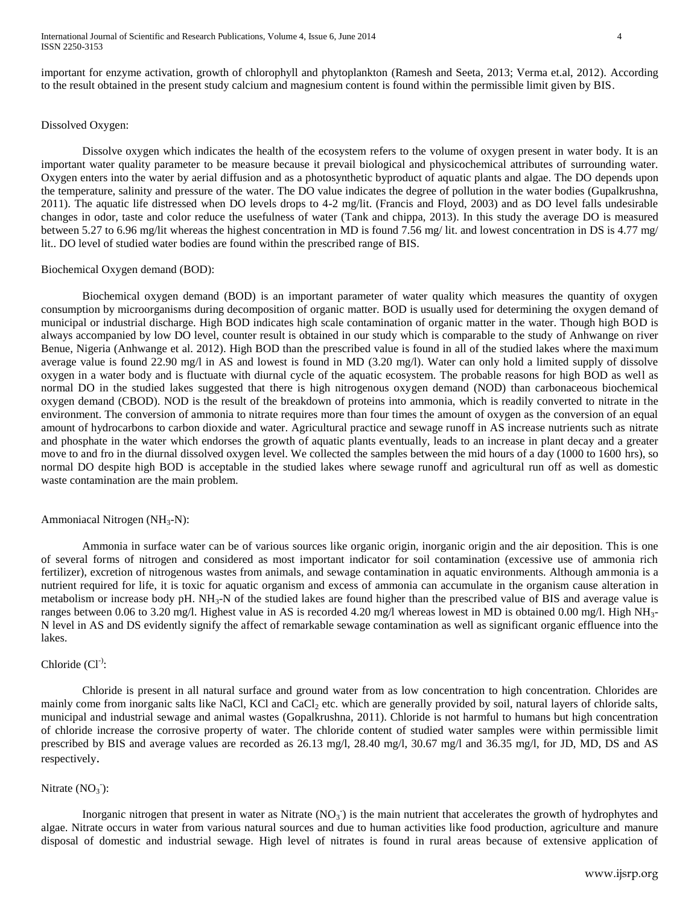important for enzyme activation, growth of chlorophyll and phytoplankton (Ramesh and Seeta, 2013; Verma et.al, 2012). According to the result obtained in the present study calcium and magnesium content is found within the permissible limit given by BIS.

### Dissolved Oxygen:

Dissolve oxygen which indicates the health of the ecosystem refers to the volume of oxygen present in water body. It is an important water quality parameter to be measure because it prevail biological and physicochemical attributes of surrounding water. Oxygen enters into the water by aerial diffusion and as a photosynthetic byproduct of aquatic plants and algae. The DO depends upon the temperature, salinity and pressure of the water. The DO value indicates the degree of pollution in the water bodies (Gupalkrushna, 2011). The aquatic life distressed when DO levels drops to 4-2 mg/lit. (Francis and Floyd, 2003) and as DO level falls undesirable changes in odor, taste and color reduce the usefulness of water (Tank and chippa, 2013). In this study the average DO is measured between 5.27 to 6.96 mg/lit whereas the highest concentration in MD is found 7.56 mg/ lit. and lowest concentration in DS is 4.77 mg/ lit.. DO level of studied water bodies are found within the prescribed range of BIS.

### Biochemical Oxygen demand (BOD):

Biochemical oxygen demand (BOD) is an important parameter of water quality which measures the quantity of oxygen consumption by microorganisms during decomposition of organic matter. BOD is usually used for determining the oxygen demand of municipal or industrial discharge. High BOD indicates high scale contamination of organic matter in the water. Though high BOD is always accompanied by low DO level, counter result is obtained in our study which is comparable to the study of Anhwange on river Benue, Nigeria (Anhwange et al. 2012). High BOD than the prescribed value is found in all of the studied lakes where the maximum average value is found 22.90 mg/l in AS and lowest is found in MD (3.20 mg/l). Water can only hold a limited supply of dissolve oxygen in a water body and is fluctuate with diurnal cycle of the aquatic ecosystem. The probable reasons for high BOD as well as normal DO in the studied lakes suggested that there is high nitrogenous oxygen demand (NOD) than carbonaceous biochemical oxygen demand (CBOD). NOD is the result of the breakdown of proteins into ammonia, which is readily converted to nitrate in the environment. The conversion of ammonia to nitrate requires more than four times the amount of oxygen as the conversion of an equal amount of hydrocarbons to carbon dioxide and water. Agricultural practice and sewage runoff in AS increase nutrients such as nitrate and phosphate in the water which endorses the growth of aquatic plants eventually, leads to an increase in plant decay and a greater move to and fro in the diurnal dissolved oxygen level. We collected the samples between the mid hours of a day (1000 to 1600 hrs), so normal DO despite high BOD is acceptable in the studied lakes where sewage runoff and agricultural run off as well as domestic waste contamination are the main problem.

### Ammoniacal Nitrogen ($NH_3$-N):

Ammonia in surface water can be of various sources like organic origin, inorganic origin and the air deposition. This is one of several forms of nitrogen and considered as most important indicator for soil contamination (excessive use of ammonia rich fertilizer), excretion of nitrogenous wastes from animals, and sewage contamination in aquatic environments. Although ammonia is a nutrient required for life, it is toxic for aquatic organism and excess of ammonia can accumulate in the organism cause alteration in metabolism or increase body pH. $NH_3$-N of the studied lakes are found higher than the prescribed value of BIS and average value is ranges between 0.06 to 3.20 mg/l. Highest value in AS is recorded 4.20 mg/l whereas lowest in MD is obtained 0.00 mg/l. High $NH_3$-N level in AS and DS evidently signify the affect of remarkable sewage contamination as well as significant organic effluence into the lakes.

### Chloride ($Cl^{-}$):

Chloride is present in all natural surface and ground water from as low concentration to high concentration. Chlorides are mainly come from inorganic salts like NaCl, KCl and $CaCl_2$ etc. which are generally provided by soil, natural layers of chloride salts, municipal and industrial sewage and animal wastes (Gopalkrushna, 2011). Chloride is not harmful to humans but high concentration of chloride increase the corrosive property of water. The chloride content of studied water samples were within permissible limit prescribed by BIS and average values are recorded as 26.13 mg/l, 28.40 mg/l, 30.67 mg/l and 36.35 mg/l, for JD, MD, DS and AS respectively.

### Nitrate ($NO_3^-$):

Inorganic nitrogen that present in water as Nitrate ($NO_3^-$) is the main nutrient that accelerates the growth of hydrophytes and algae. Nitrate occurs in water from various natural sources and due to human activities like food production, agriculture and manure disposal of domestic and industrial sewage. High level of nitrates is found in rural areas because of extensive application of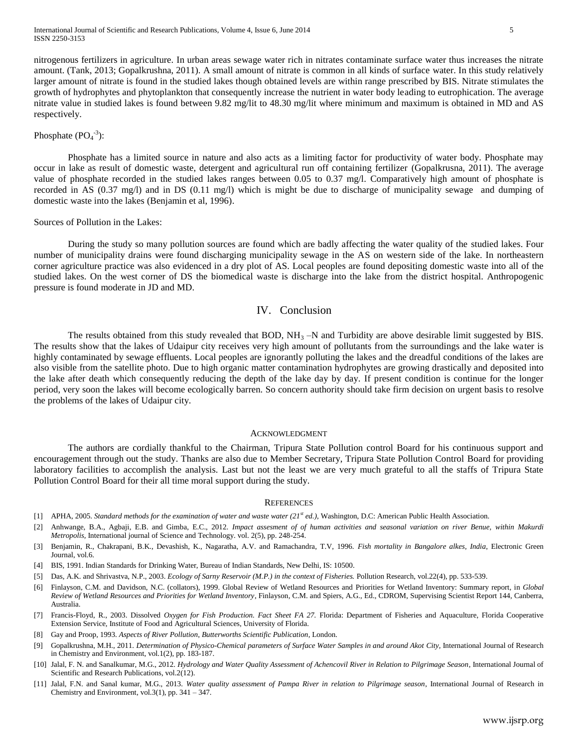nitrogenous fertilizers in agriculture. In urban areas sewage water rich in nitrates contaminate surface water thus increases the nitrate amount. (Tank, 2013; Gopalkrushna, 2011). A small amount of nitrate is common in all kinds of surface water. In this study relatively larger amount of nitrate is found in the studied lakes though obtained levels are within range prescribed by BIS. Nitrate stimulates the growth of hydrophytes and phytoplankton that consequently increase the nutrient in water body leading to eutrophication. The average nitrate value in studied lakes is found between 9.82 mg/lit to 48.30 mg/lit where minimum and maximum is obtained in MD and AS respectively.

Phosphate ($PO_4^{-3}$):

Phosphate has a limited source in nature and also acts as a limiting factor for productivity of water body. Phosphate may occur in lake as result of domestic waste, detergent and agricultural run off containing fertilizer (Gopalkrusna, 2011). The average value of phosphate recorded in the studied lakes ranges between 0.05 to 0.37 mg/l. Comparatively high amount of phosphate is recorded in AS (0.37 mg/l) and in DS (0.11 mg/l) which is might be due to discharge of municipality sewage and dumping of domestic waste into the lakes (Benjamin et al, 1996).

Sources of Pollution in the Lakes:

During the study so many pollution sources are found which are badly affecting the water quality of the studied lakes. Four number of municipality drains were found discharging municipality sewage in the AS on western side of the lake. In northeastern corner agriculture practice was also evidenced in a dry plot of AS. Local peoples are found depositing domestic waste into all of the studied lakes. On the west corner of DS the biomedical waste is discharge into the lake from the district hospital. Anthropogenic pressure is found moderate in JD and MD.

## IV. Conclusion

The results obtained from this study revealed that BOD, $NH_3$ –N and Turbidity are above desirable limit suggested by BIS. The results show that the lakes of Udaipur city receives very high amount of pollutants from the surroundings and the lake water is highly contaminated by sewage effluents. Local peoples are ignorantly polluting the lakes and the dreadful conditions of the lakes are also visible from the satellite photo. Due to high organic matter contamination hydrophytes are growing drastically and deposited into the lake after death which consequently reducing the depth of the lake day by day. If present condition is continue for the longer period, very soon the lakes will become ecologically barren. So concern authority should take firm decision on urgent basis to resolve the problems of the lakes of Udaipur city.

### Acknowledgment

The authors are cordially thankful to the Chairman, Tripura State Pollution control Board for his continuous support and encouragement through out the study. Thanks are also due to Member Secretary, Tripura State Pollution Control Board for providing laboratory facilities to accomplish the analysis. Last but not the least we are very much grateful to all the staffs of Tripura State Pollution Control Board for their all time moral support during the study.

### References

[1] APHA, 2005. *Standard methods for the examination of water and waste water (21st ed.),* Washington, D.C: American Public Health Association.

[2] Anhwange, B.A., Agbaji, E.B. and Gimba, E.C., 2012. *Impact assesment of of human activities and seasonal variation on river Benue, within Makurdi Metropolis,* International journal of Science and Technology. vol. 2(5), pp. 248-254.

[3] Benjamin, R., Chakrapani, B.K., Devashish, K., Nagaratha, A.V. and Ramachandra, T.V, 1996. *Fish mortality in Bangalore alkes, India*, Electronic Green Journal, vol.6.

[4] BIS, 1991. Indian Standards for Drinking Water, Bureau of Indian Standards, New Delhi, IS: 10500.

[5] Das, A.K. and Shrivastva, N.P., 2003. *Ecology of Sarny Reservoir (M.P.) in the context of Fisheries.* Pollution Research, vol.22(4), pp. 533-539.

[6] Finlayson, C.M. and Davidson, N.C. (collators), 1999. Global Review of Wetland Resources and Priorities for Wetland Inventory: Summary report, in *Global Review of Wetland Resources and Priorities for Wetland Inventory*, Finlayson, C.M. and Spiers, A.G., Ed., CDROM, Supervising Scientist Report 144, Canberra, Australia.

[7] Francis-Floyd, R., 2003. Dissolved *Oxygen for Fish Production. Fact Sheet FA 27.* Florida: Department of Fisheries and Aquaculture, Florida Cooperative Extension Service, Institute of Food and Agricultural Sciences, University of Florida.

[8] Gay and Proop, 1993. *Aspects of River Pollution, Butterworths Scientific Publication*, London.

[9] Gopalkrushna, M.H., 2011. *Determination of Physico-Chemical parameters of Surface Water Samples in and around Akot City,* International Journal of Research in Chemistry and Environment, vol.1(2), pp. 183-187.

[10] Jalal, F. N. and Sanalkumar, M.G., 2012. *Hydrology and Water Quality Assessment of Achencovil River in Relation to Pilgrimage Season*, International Journal of Scientific and Research Publications, vol.2(12).

[11] Jalal, F.N. and Sanal kumar, M.G., 2013. *Water quality assessment of Pampa River in relation to Pilgrimage season*, International Journal of Research in Chemistry and Environment, vol.3(1), pp. 341 – 347.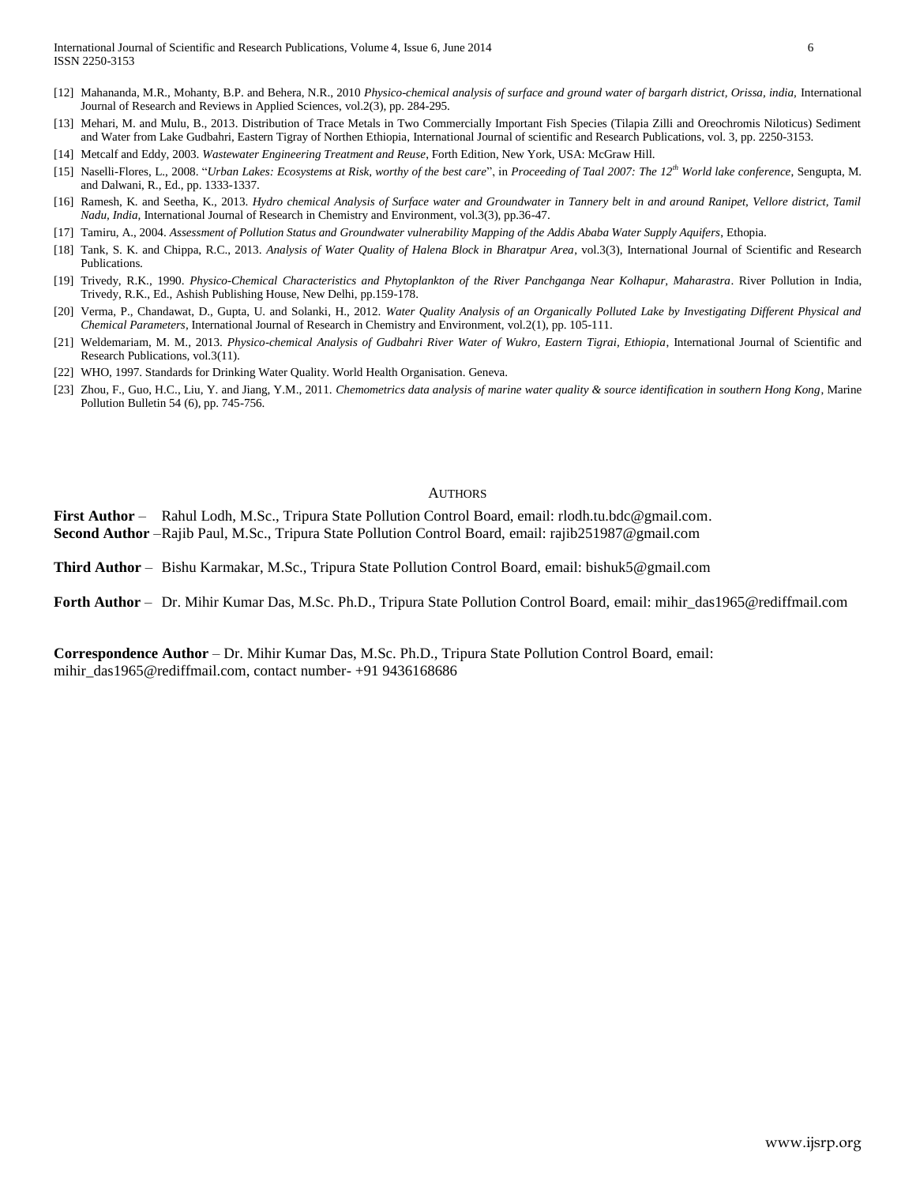[12] Mahananda, M.R., Mohanty, B.P. and Behera, N.R., 2010 *Physico-chemical analysis of surface and ground water of bargarh district, Orissa, india,* International Journal of Research and Reviews in Applied Sciences, vol.2(3), pp. 284-295.

[13] Mehari, M. and Mulu, B., 2013. Distribution of Trace Metals in Two Commercially Important Fish Species (Tilapia Zilli and Oreochromis Niloticus) Sediment and Water from Lake Gudbahri, Eastern Tigray of Northen Ethiopia, International Journal of scientific and Research Publications, vol. 3, pp. 2250-3153.

[14] Metcalf and Eddy, 2003. *Wastewater Engineering Treatment and Reuse*, Forth Edition, New York, USA: McGraw Hill.

[15] Naselli-Flores, L., 2008. "*Urban Lakes: Ecosystems at Risk, worthy of the best care*", in *Proceeding of Taal 2007: The 12th World lake conference*, Sengupta, M. and Dalwani, R., Ed., pp. 1333-1337.

[16] Ramesh, K. and Seetha, K., 2013. *Hydro chemical Analysis of Surface water and Groundwater in Tannery belt in and around Ranipet, Vellore district, Tamil Nadu, India,* International Journal of Research in Chemistry and Environment, vol.3(3), pp.36-47.

[17] Tamiru, A., 2004. *Assessment of Pollution Status and Groundwater vulnerability Mapping of the Addis Ababa Water Supply Aquifers*, Ethopia.

[18] Tank, S. K. and Chippa, R.C., 2013. *Analysis of Water Quality of Halena Block in Bharatpur Area*, vol.3(3), International Journal of Scientific and Research Publications.

[19] Trivedy, R.K., 1990. *Physico-Chemical Characteristics and Phytoplankton of the River Panchganga Near Kolhapur, Maharastra*. River Pollution in India, Trivedy, R.K., Ed., Ashish Publishing House, New Delhi, pp.159-178.

[20] Verma, P., Chandawat, D., Gupta, U. and Solanki, H., 2012. *Water Quality Analysis of an Organically Polluted Lake by Investigating Different Physical and Chemical Parameters*, International Journal of Research in Chemistry and Environment, vol.2(1), pp. 105-111.

[21] Weldemariam, M. M., 2013. *Physico-chemical Analysis of Gudbahri River Water of Wukro, Eastern Tigrai, Ethiopia*, International Journal of Scientific and Research Publications, vol.3(11).

[22] WHO, 1997. Standards for Drinking Water Quality. World Health Organisation. Geneva.

[23] Zhou, F., Guo, H.C., Liu, Y. and Jiang, Y.M., 2011. *Chemometrics data analysis of marine water quality & source identification in southern Hong Kong*, Marine Pollution Bulletin 54 (6), pp. 745-756.

## Authors

**First Author** – Rahul Lodh, M.Sc., Tripura State Pollution Control Board, email: rlodh.tu.bdc@gmail.com.
**Second Author** –Rajib Paul, M.Sc., Tripura State Pollution Control Board, email: rajib251987@gmail.com

**Third Author** – Bishu Karmakar, M.Sc., Tripura State Pollution Control Board, email: bishuk5@gmail.com

**Forth Author** – Dr. Mihir Kumar Das, M.Sc. Ph.D., Tripura State Pollution Control Board, email: mihir_das1965@rediffmail.com

**Correspondence Author** – Dr. Mihir Kumar Das, M.Sc. Ph.D., Tripura State Pollution Control Board, email: mihir_das1965@rediffmail.com, contact number- +91 9436168686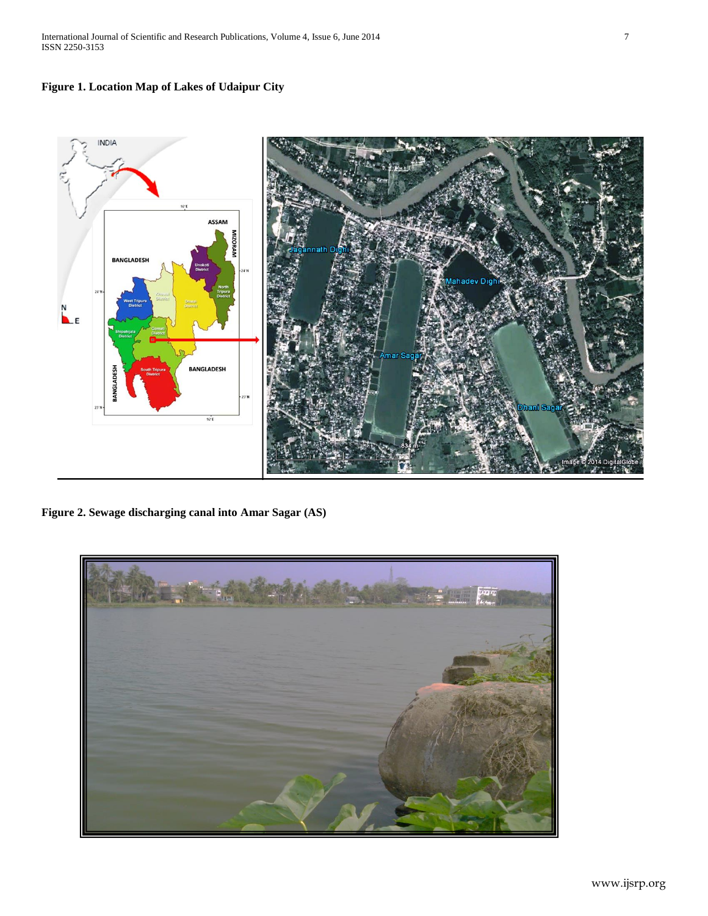**Figure 1. Location Map of Lakes of Udaipur City**

**Figure 2. Sewage discharging canal into Amar Sagar (AS)**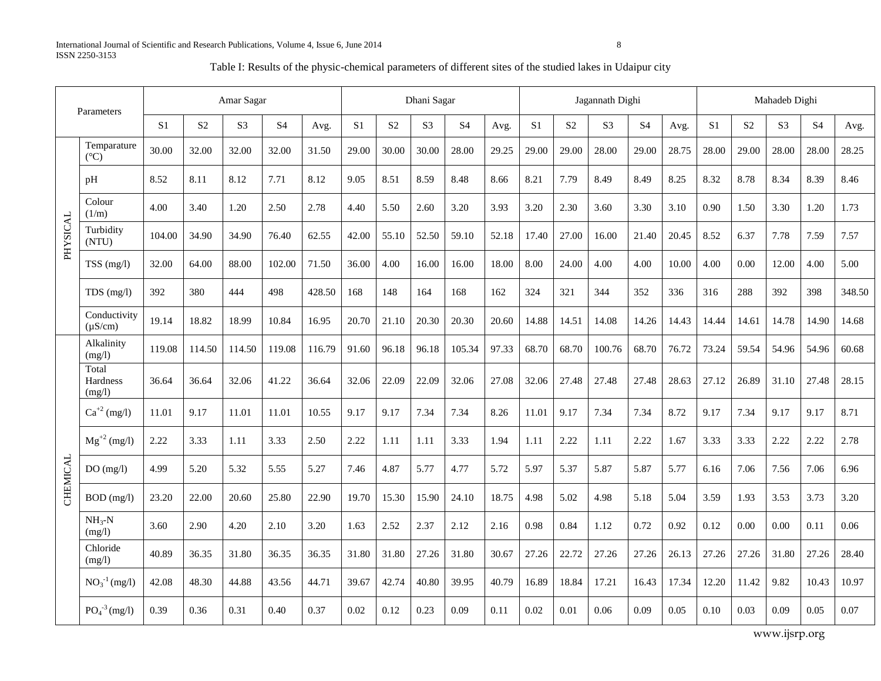Table I: Results of the physic-chemical parameters of different sites of the studied lakes in Udaipur city

| Parameters | | Amar Sagar | | | | | Dhani Sagar | | | | | Jagannath Dighi | | | | | Mahadeb Dighi | | | | |
|---|---|---|---|---|---|---|---|---|---|---|---|---|---|---|---|---|---|---|---|---|---|
| | | S1 | S2 | S3 | S4 | Avg. | S1 | S2 | S3 | S4 | Avg. | S1 | S2 | S3 | S4 | Avg. | S1 | S2 | S3 | S4 | Avg. |
| PHYSICAL | Temparature (°C) | 30.00 | 32.00 | 32.00 | 32.00 | 31.50 | 29.00 | 30.00 | 30.00 | 28.00 | 29.25 | 29.00 | 29.00 | 28.00 | 29.00 | 28.75 | 28.00 | 29.00 | 28.00 | 28.00 | 28.25 |
| | pH | 8.52 | 8.11 | 8.12 | 7.71 | 8.12 | 9.05 | 8.51 | 8.59 | 8.48 | 8.66 | 8.21 | 7.79 | 8.49 | 8.49 | 8.25 | 8.32 | 8.78 | 8.34 | 8.39 | 8.46 |
| | Colour (1/m) | 4.00 | 3.40 | 1.20 | 2.50 | 2.78 | 4.40 | 5.50 | 2.60 | 3.20 | 3.93 | 3.20 | 2.30 | 3.60 | 3.30 | 3.10 | 0.90 | 1.50 | 3.30 | 1.20 | 1.73 |
| | Turbidity (NTU) | 104.00 | 34.90 | 34.90 | 76.40 | 62.55 | 42.00 | 55.10 | 52.50 | 59.10 | 52.18 | 17.40 | 27.00 | 16.00 | 21.40 | 20.45 | 8.52 | 6.37 | 7.78 | 7.59 | 7.57 |
| | TSS (mg/l) | 32.00 | 64.00 | 88.00 | 102.00 | 71.50 | 36.00 | 4.00 | 16.00 | 16.00 | 18.00 | 8.00 | 24.00 | 4.00 | 4.00 | 10.00 | 4.00 | 0.00 | 12.00 | 4.00 | 5.00 |
| | TDS (mg/l) | 392 | 380 | 444 | 498 | 428.50 | 168 | 148 | 164 | 168 | 162 | 324 | 321 | 344 | 352 | 336 | 316 | 288 | 392 | 398 | 348.50 |
| | Conductivity (μS/cm) | 19.14 | 18.82 | 18.99 | 10.84 | 16.95 | 20.70 | 21.10 | 20.30 | 20.30 | 20.60 | 14.88 | 14.51 | 14.08 | 14.26 | 14.43 | 14.44 | 14.61 | 14.78 | 14.90 | 14.68 |
| CHEMICAL | Alkalinity (mg/l) | 119.08 | 114.50 | 114.50 | 119.08 | 116.79 | 91.60 | 96.18 | 96.18 | 105.34 | 97.33 | 68.70 | 68.70 | 100.76 | 68.70 | 76.72 | 73.24 | 59.54 | 54.96 | 54.96 | 60.68 |
| | Total Hardness (mg/l) | 36.64 | 36.64 | 32.06 | 41.22 | 36.64 | 32.06 | 22.09 | 22.09 | 32.06 | 27.08 | 32.06 | 27.48 | 27.48 | 27.48 | 28.63 | 27.12 | 26.89 | 31.10 | 27.48 | 28.15 |
| | $Ca^{+2}$ (mg/l) | 11.01 | 9.17 | 11.01 | 11.01 | 10.55 | 9.17 | 9.17 | 7.34 | 7.34 | 8.26 | 11.01 | 9.17 | 7.34 | 7.34 | 8.72 | 9.17 | 7.34 | 9.17 | 9.17 | 8.71 |
| | $Mg^{+2}$ (mg/l) | 2.22 | 3.33 | 1.11 | 3.33 | 2.50 | 2.22 | 1.11 | 1.11 | 3.33 | 1.94 | 1.11 | 2.22 | 1.11 | 2.22 | 1.67 | 3.33 | 3.33 | 2.22 | 2.22 | 2.78 |
| | DO (mg/l) | 4.99 | 5.20 | 5.32 | 5.55 | 5.27 | 7.46 | 4.87 | 5.77 | 4.77 | 5.72 | 5.97 | 5.37 | 5.87 | 5.87 | 5.77 | 6.16 | 7.06 | 7.56 | 7.06 | 6.96 |
| | BOD (mg/l) | 23.20 | 22.00 | 20.60 | 25.80 | 22.90 | 19.70 | 15.30 | 15.90 | 24.10 | 18.75 | 4.98 | 5.02 | 4.98 | 5.18 | 5.04 | 3.59 | 1.93 | 3.53 | 3.73 | 3.20 |
| | $NH_3$-N (mg/l) | 3.60 | 2.90 | 4.20 | 2.10 | 3.20 | 1.63 | 2.52 | 2.37 | 2.12 | 2.16 | 0.98 | 0.84 | 1.12 | 0.72 | 0.92 | 0.12 | 0.00 | 0.00 | 0.11 | 0.06 |
| | Chloride (mg/l) | 40.89 | 36.35 | 31.80 | 36.35 | 36.35 | 31.80 | 31.80 | 27.26 | 31.80 | 30.67 | 27.26 | 22.72 | 27.26 | 27.26 | 26.13 | 27.26 | 27.26 | 31.80 | 27.26 | 28.40 |
| | $NO_3^{-1}$ (mg/l) | 42.08 | 48.30 | 44.88 | 43.56 | 44.71 | 39.67 | 42.74 | 40.80 | 39.95 | 40.79 | 16.89 | 18.84 | 17.21 | 16.43 | 17.34 | 12.20 | 11.42 | 9.82 | 10.43 | 10.97 |
| | $PO_4^{-3}$ (mg/l) | 0.39 | 0.36 | 0.31 | 0.40 | 0.37 | 0.02 | 0.12 | 0.23 | 0.09 | 0.11 | 0.02 | 0.01 | 0.06 | 0.09 | 0.05 | 0.10 | 0.03 | 0.09 | 0.05 | 0.07 |